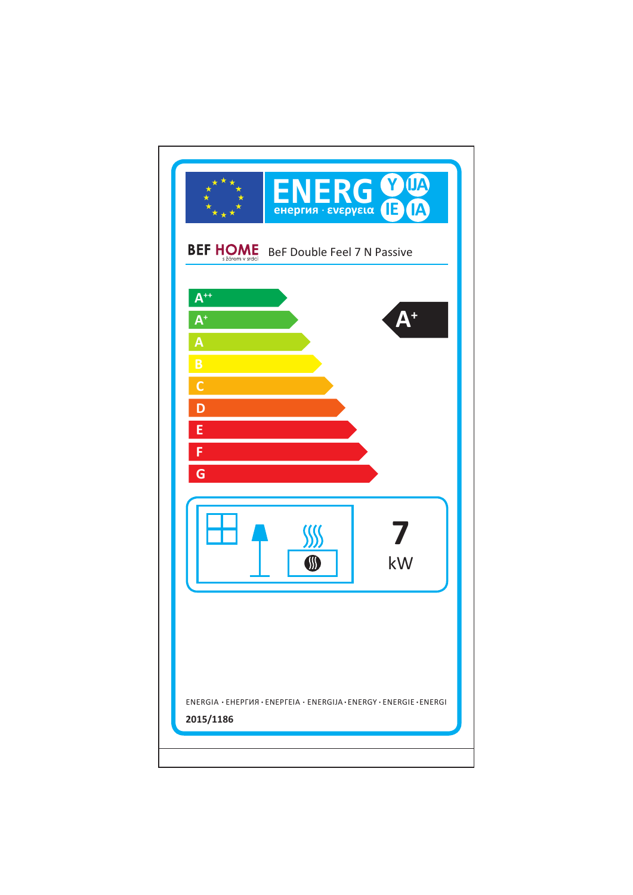ENERG Y IJA IE IA

енергия · ενεργεια

BEF HOME s žárem v srdci — BeF Double Feel 7 N Passive

- A++
- A+
- A
- B
- C
- D
- E
- F
- G

**A+**

**7** kW

ENERGIA · ЕНЕРГИЯ · ΕΝΕΡΓΕΙΑ · ENERGIJA · ENERGY · ENERGIE · ENERGI

**2015/1186**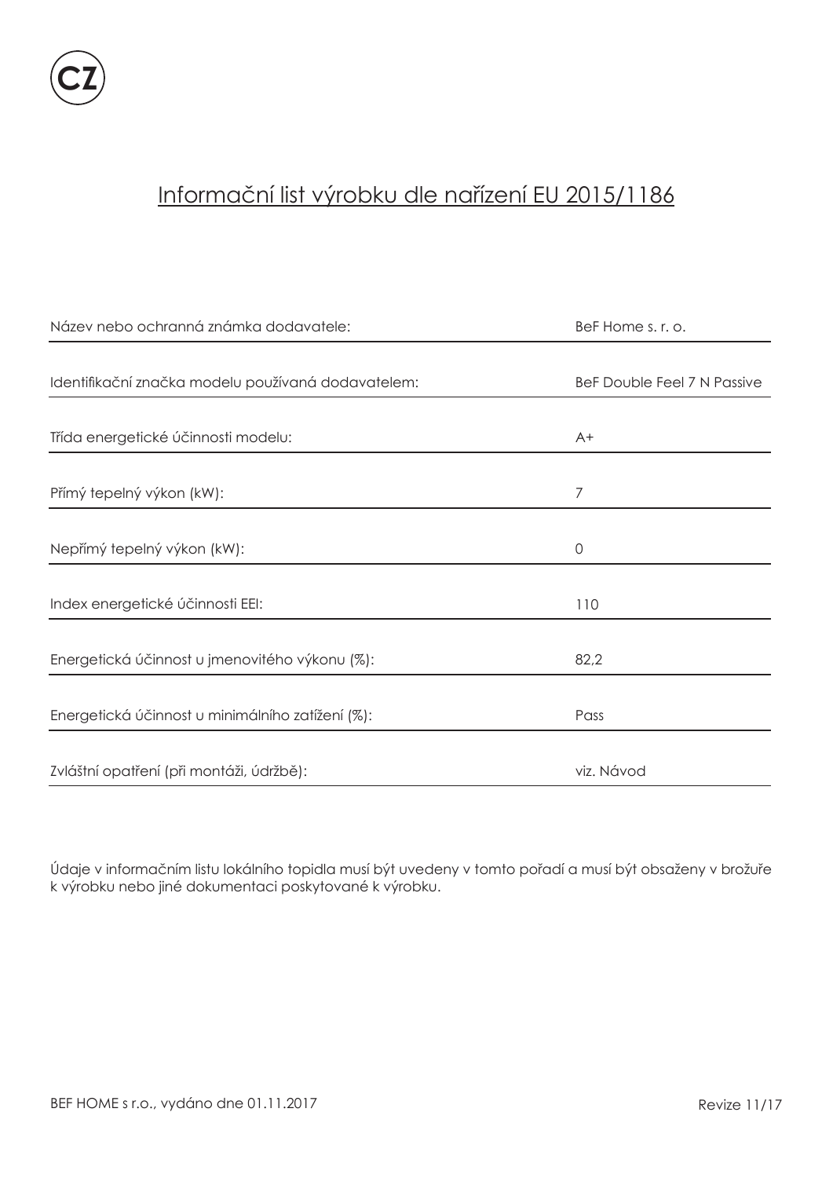CZ

# Informační list výrobku dle nařízení EU 2015/1186

| | |
|---|---|
| Název nebo ochranná známka dodavatele: | BeF Home s. r. o. |
| Identifikační značka modelu používaná dodavatelem: | BeF Double Feel 7 N Passive |
| Třída energetické účinnosti modelu: | A+ |
| Přímý tepelný výkon (kW): | 7 |
| Nepřímý tepelný výkon (kW): | 0 |
| Index energetické účinnosti EEI: | 110 |
| Energetická účinnost u jmenovitého výkonu (%): | 82,2 |
| Energetická účinnost u minimálního zatížení (%): | Pass |
| Zvláštní opatření (při montáži, údržbě): | viz. Návod |

Údaje v informačním listu lokálního topidla musí být uvedeny v tomto pořadí a musí být obsaženy v brožuře k výrobku nebo jiné dokumentaci poskytované k výrobku.

BEF HOME s r.o., vydáno dne 01.11.2017 Revize 11/17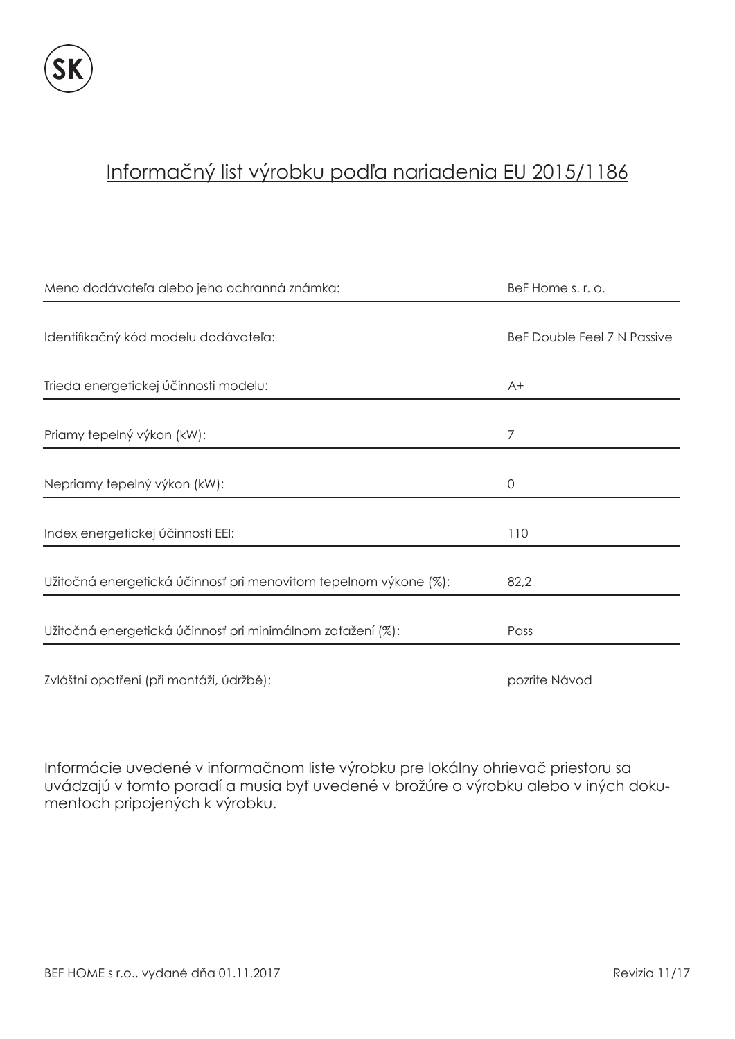SK

## Informačný list výrobku podľa nariadenia EU 2015/1186

| | |
|---|---|
| Meno dodávateľa alebo jeho ochranná známka: | BeF Home s. r. o. |
| Identifikačný kód modelu dodávateľa: | BeF Double Feel 7 N Passive |
| Trieda energetickej účinnosti modelu: | A+ |
| Priamy tepelný výkon (kW): | 7 |
| Nepriamy tepelný výkon (kW): | 0 |
| Index energetickej účinnosti EEI: | 110 |
| Užitočná energetická účinnosť pri menovitom tepelnom výkone (%): | 82,2 |
| Užitočná energetická účinnosť pri minimálnom zaťažení (%): | Pass |
| Zvláštní opatření (při montáži, údržbě): | pozrite Návod |

Informácie uvedené v informačnom liste výrobku pre lokálny ohrievač priestoru sa uvádzajú v tomto poradí a musia byť uvedené v brožúre o výrobku alebo v iných dokumentoch pripojených k výrobku.

BEF HOME s r.o., vydané dňa 01.11.2017 Revizia 11/17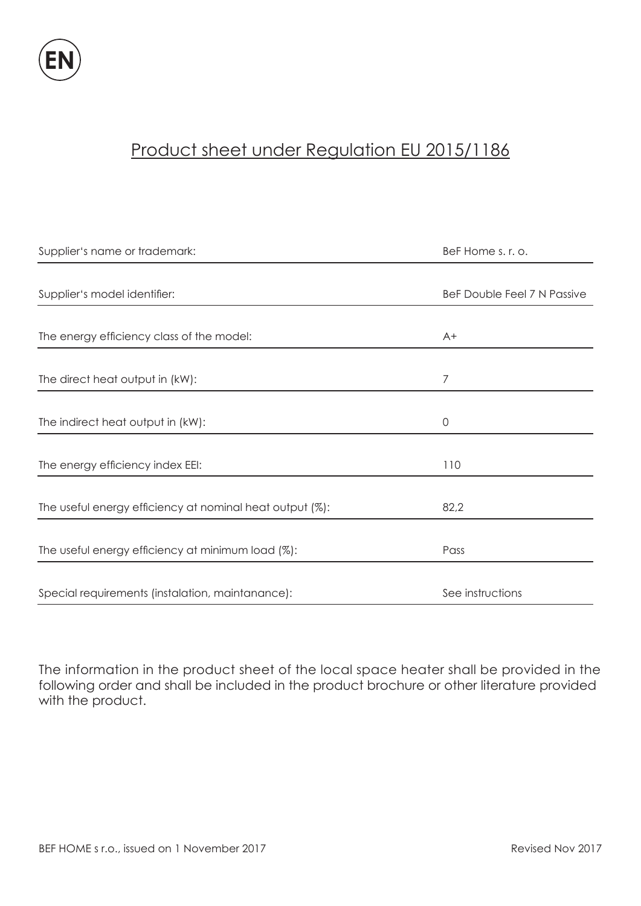EN

## Product sheet under Regulation EU 2015/1186

| | |
|---|---|
| Supplier's name or trademark: | BeF Home s. r. o. |
| Supplier's model identifier: | BeF Double Feel 7 N Passive |
| The energy efficiency class of the model: | A+ |
| The direct heat output in (kW): | 7 |
| The indirect heat output in (kW): | 0 |
| The energy efficiency index EEI: | 110 |
| The useful energy efficiency at nominal heat output (%): | 82,2 |
| The useful energy efficiency at minimum load (%): | Pass |
| Special requirements (instalation, maintanance): | See instructions |

The information in the product sheet of the local space heater shall be provided in the following order and shall be included in the product brochure or other literature provided with the product.

BEF HOME s r.o., issued on 1 November 2017 Revised Nov 2017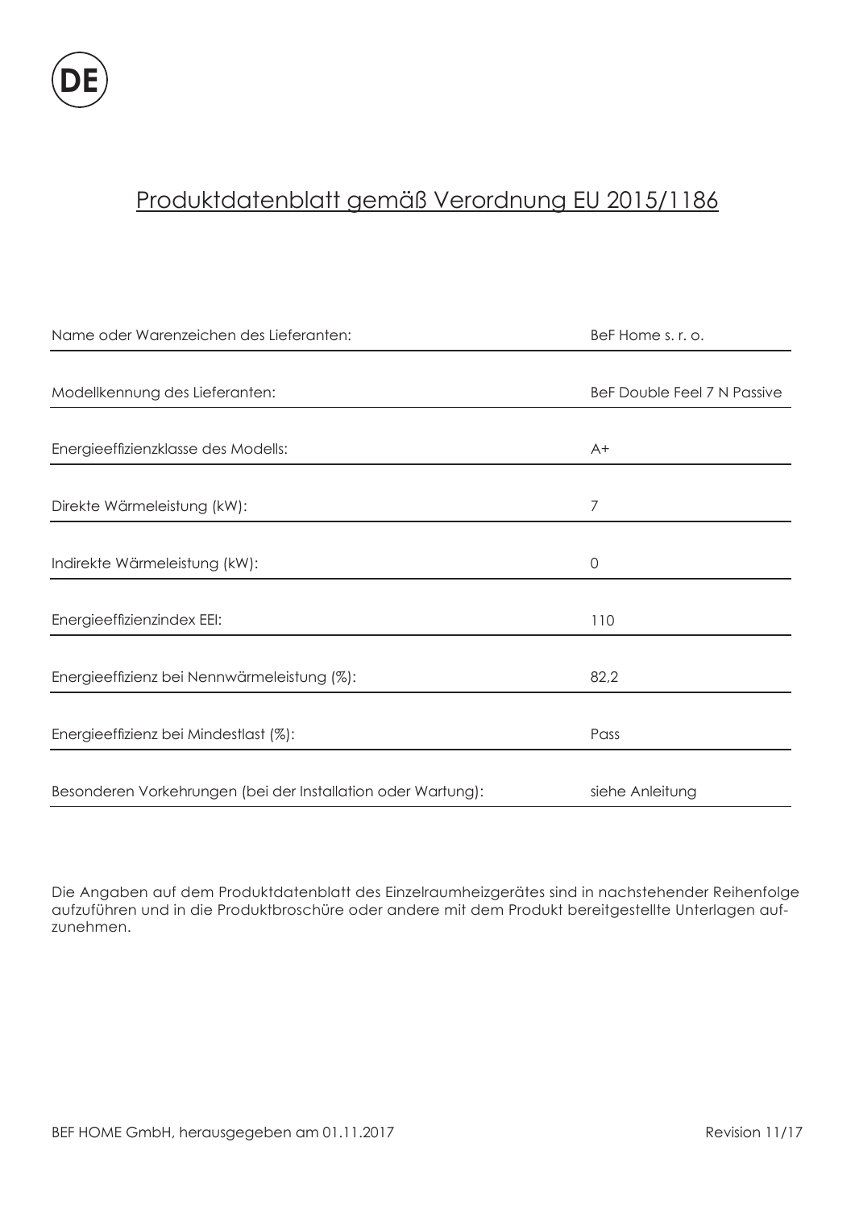**DE**

## Produktdatenblatt gemäß Verordnung EU 2015/1186

| | |
|---|---|
| Name oder Warenzeichen des Lieferanten: | BeF Home s. r. o. |
| Modellkennung des Lieferanten: | BeF Double Feel 7 N Passive |
| Energieeffizienzklasse des Modells: | A+ |
| Direkte Wärmeleistung (kW): | 7 |
| Indirekte Wärmeleistung (kW): | 0 |
| Energieeffizienzindex EEI: | 110 |
| Energieeffizienz bei Nennwärmeleistung (%): | 82,2 |
| Energieeffizienz bei Mindestlast (%): | Pass |
| Besonderen Vorkehrungen (bei der Installation oder Wartung): | siehe Anleitung |

Die Angaben auf dem Produktdatenblatt des Einzelraumheizgerätes sind in nachstehender Reihenfolge aufzuführen und in die Produktbroschüre oder andere mit dem Produkt bereitgestellte Unterlagen aufzunehmen.

BEF HOME GmbH, herausgegeben am 01.11.2017 Revision 11/17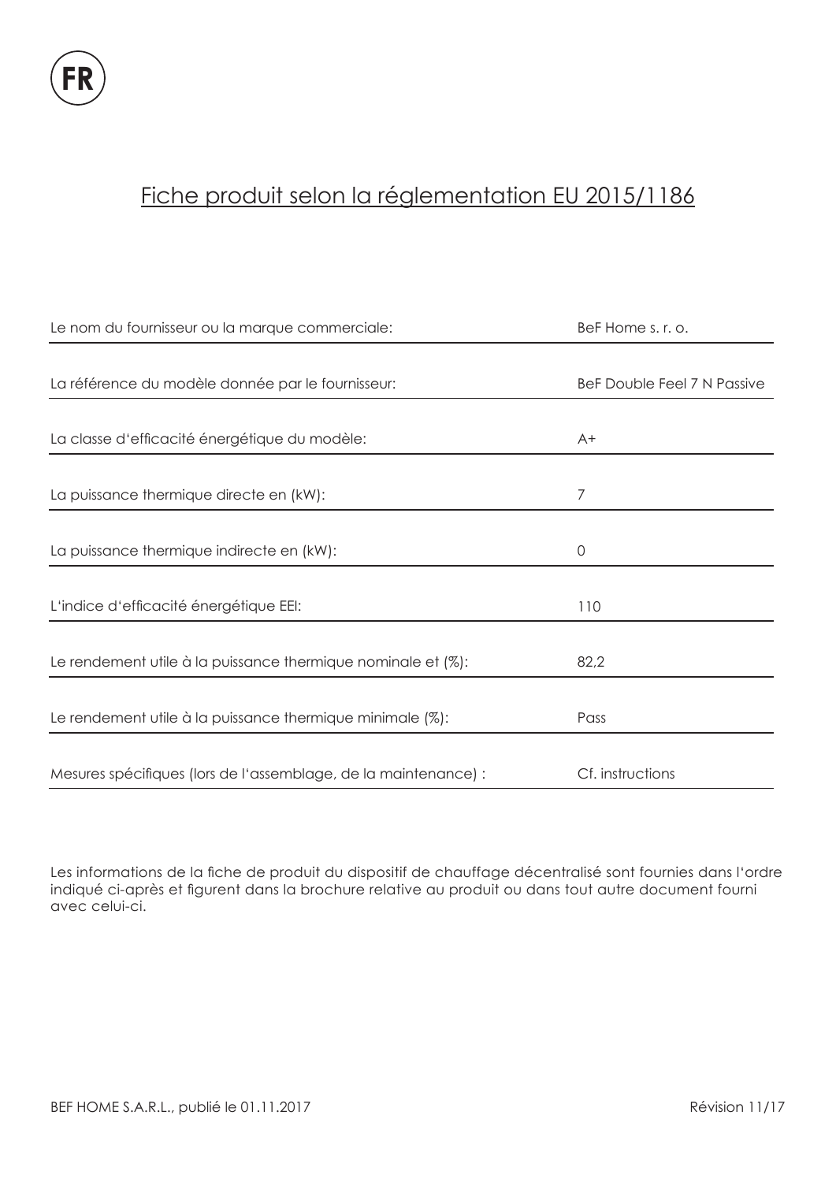FR

# Fiche produit selon la réglementation EU 2015/1186

| | |
|---|---|
| Le nom du fournisseur ou la marque commerciale: | BeF Home s. r. o. |
| La référence du modèle donnée par le fournisseur: | BeF Double Feel 7 N Passive |
| La classe d'efficacité énergétique du modèle: | A+ |
| La puissance thermique directe en (kW): | 7 |
| La puissance thermique indirecte en (kW): | 0 |
| L'indice d'efficacité énergétique EEI: | 110 |
| Le rendement utile à la puissance thermique nominale et (%): | 82,2 |
| Le rendement utile à la puissance thermique minimale (%): | Pass |
| Mesures spécifiques (lors de l'assemblage, de la maintenance) : | Cf. instructions |

Les informations de la fiche de produit du dispositif de chauffage décentralisé sont fournies dans l'ordre indiqué ci-après et figurent dans la brochure relative au produit ou dans tout autre document fourni avec celui-ci.

BEF HOME S.A.R.L., publié le 01.11.2017 Révision 11/17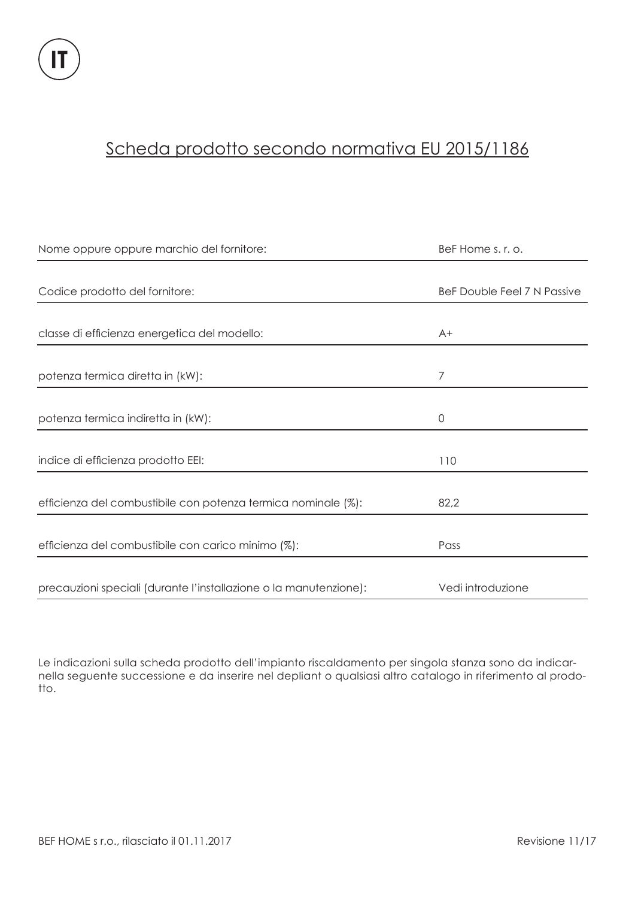IT

# Scheda prodotto secondo normativa EU 2015/1186

| | |
|---|---|
| Nome oppure oppure marchio del fornitore: | BeF Home s. r. o. |
| Codice prodotto del fornitore: | BeF Double Feel 7 N Passive |
| classe di efficienza energetica del modello: | A+ |
| potenza termica diretta in (kW): | 7 |
| potenza termica indiretta in (kW): | 0 |
| indice di efficienza prodotto EEI: | 110 |
| efficienza del combustibile con potenza termica nominale (%): | 82,2 |
| efficienza del combustibile con carico minimo (%): | Pass |
| precauzioni speciali (durante l'installazione o la manutenzione): | Vedi introduzione |

Le indicazioni sulla scheda prodotto dell'impianto riscaldamento per singola stanza sono da indicarnella seguente successione e da inserire nel depliant o qualsiasi altro catalogo in riferimento al prodotto.

BEF HOME s r.o., rilasciato il 01.11.2017 Revisione 11/17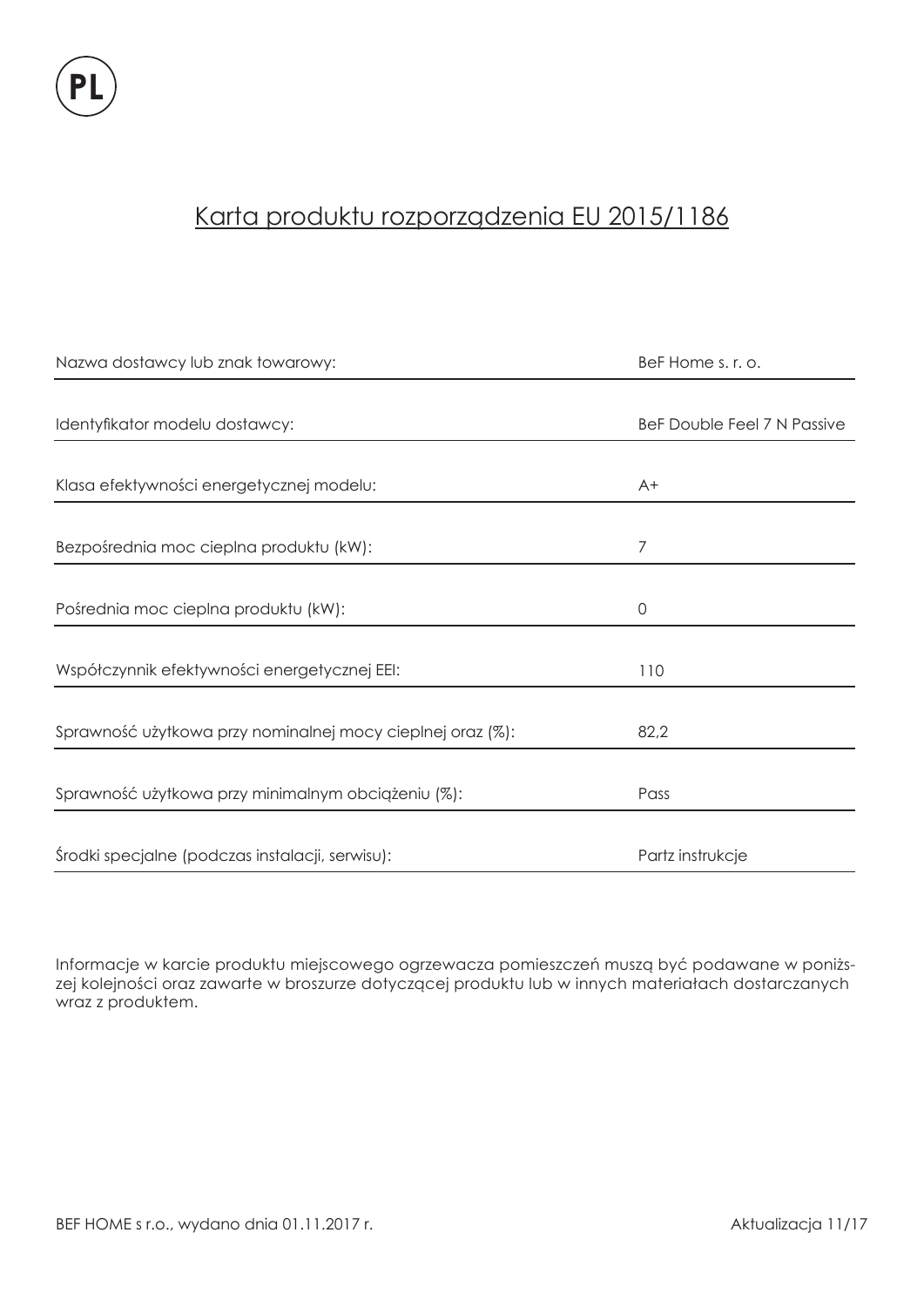PL

# Karta produktu rozporządzenia EU 2015/1186

| | |
|---|---|
| Nazwa dostawcy lub znak towarowy: | BeF Home s. r. o. |
| Identyfikator modelu dostawcy: | BeF Double Feel 7 N Passive |
| Klasa efektywności energetycznej modelu: | A+ |
| Bezpośrednia moc cieplna produktu (kW): | 7 |
| Pośrednia moc cieplna produktu (kW): | 0 |
| Współczynnik efektywności energetycznej EEI: | 110 |
| Sprawność użytkowa przy nominalnej mocy cieplnej oraz (%): | 82,2 |
| Sprawność użytkowa przy minimalnym obciążeniu (%): | Pass |
| Środki specjalne (podczas instalacji, serwisu): | Partz instrukcje |

Informacje w karcie produktu miejscowego ogrzewacza pomieszczeń muszą być podawane w poniższej kolejności oraz zawarte w broszurze dotyczącej produktu lub w innych materiałach dostarczanych wraz z produktem.

BEF HOME s r.o., wydano dnia 01.11.2017 r. Aktualizacja 11/17